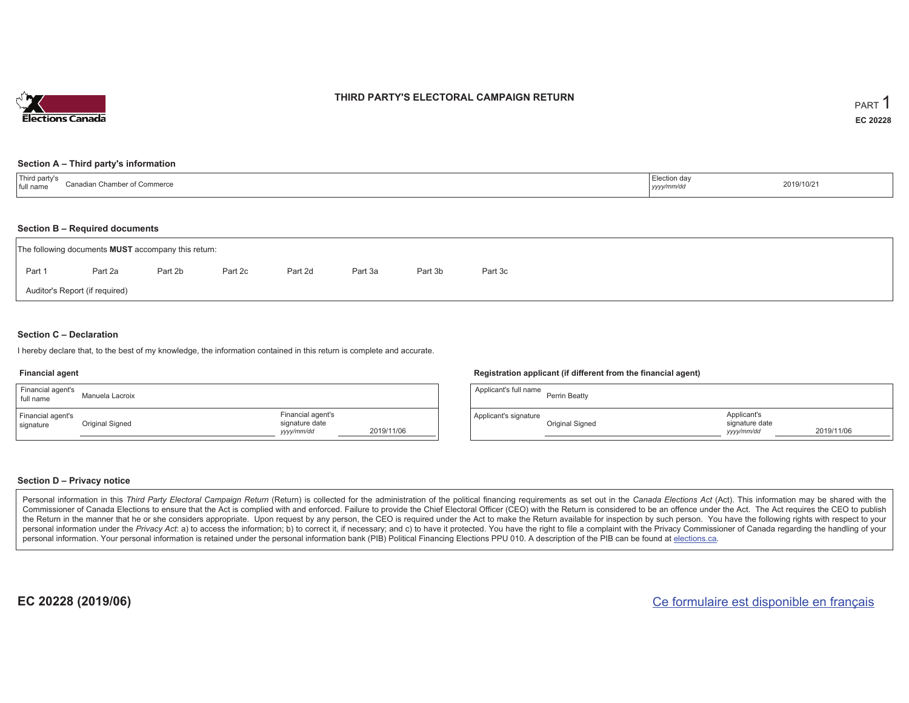# THIRD PARTY'S ELECTORAL CAMPAIGN RETURN

PART 1

EC 20228

## Section A – Third party's information

| Third party's full name | Canadian Chamber of Commerce | Election day *yyyy/mm/dd* | 2019/10/21 |
|---|---|---|---|

## Section B – Required documents

The following documents **MUST** accompany this return:

Part 1 | Part 2a | Part 2b | Part 2c | Part 2d | Part 3a | Part 3b | Part 3c

Auditor's Report (if required)

## Section C – Declaration

I hereby declare that, to the best of my knowledge, the information contained in this return is complete and accurate.

### Financial agent

| Financial agent's full name | Manuela Lacroix | | |
|---|---|---|---|
| Financial agent's signature | Original Signed | Financial agent's signature date *yyyy/mm/dd* | 2019/11/06 |

### Registration applicant (if different from the financial agent)

| Applicant's full name | Perrin Beatty | | |
|---|---|---|---|
| Applicant's signature | Original Signed | Applicant's signature date *yyyy/mm/dd* | 2019/11/06 |

## Section D – Privacy notice

Personal information in this *Third Party Electoral Campaign Return* (Return) is collected for the administration of the political financing requirements as set out in the *Canada Elections Act* (Act). This information may be shared with the Commissioner of Canada Elections to ensure that the Act is complied with and enforced. Failure to provide the Chief Electoral Officer (CEO) with the Return is considered to be an offence under the Act. The Act requires the CEO to publish the Return in the manner that he or she considers appropriate. Upon request by any person, the CEO is required under the Act to make the Return available for inspection by such person. You have the following rights with respect to your personal information under the *Privacy Act*: a) to access the information; b) to correct it, if necessary; and c) to have it protected. You have the right to file a complaint with the Privacy Commissioner of Canada regarding the handling of your personal information. Your personal information is retained under the personal information bank (PIB) Political Financing Elections PPU 010. A description of the PIB can be found at elections.ca.

**EC 20228 (2019/06)**

Ce formulaire est disponible en français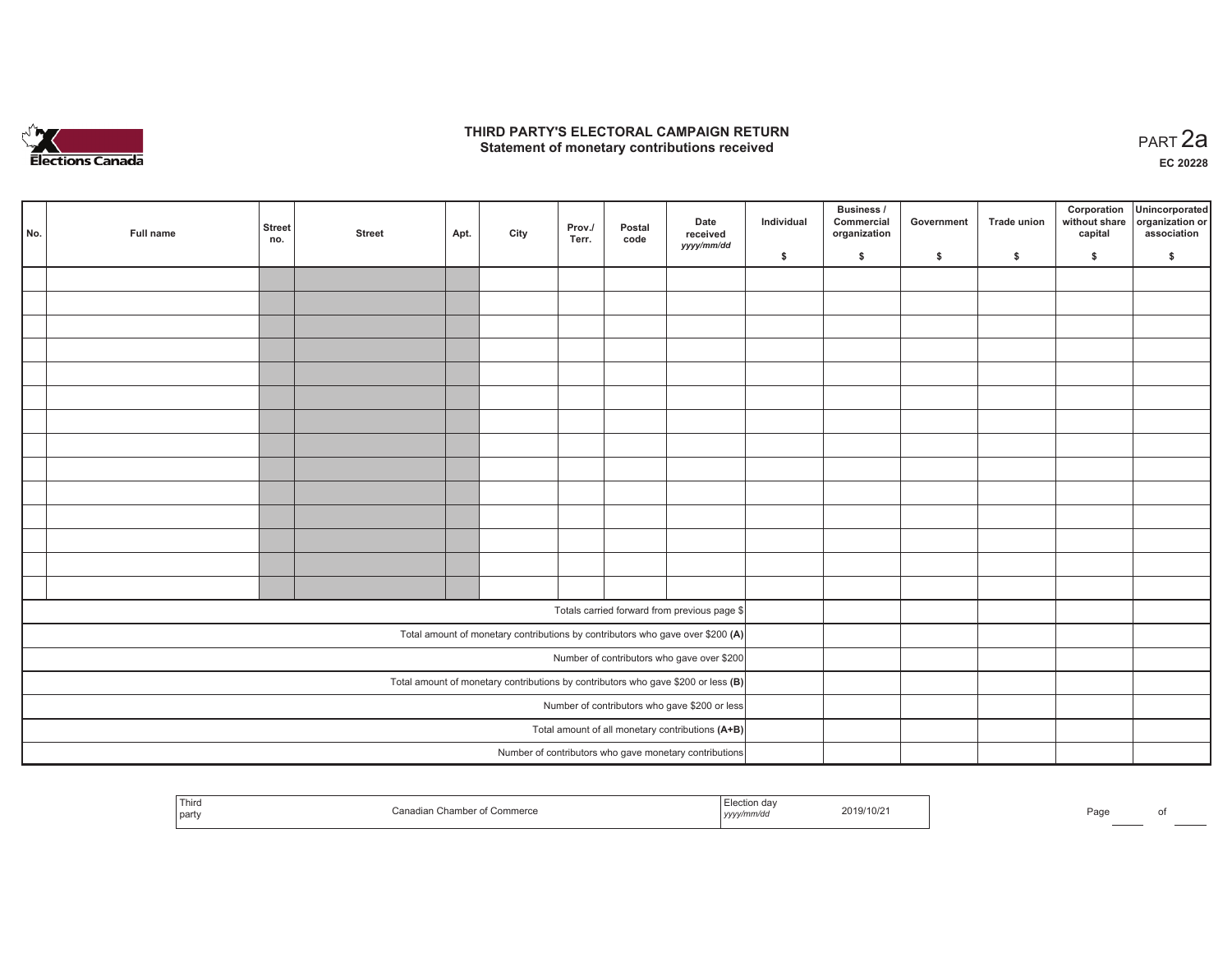# THIRD PARTY'S ELECTORAL CAMPAIGN RETURN
## Statement of monetary contributions received

PART 2a

EC 20228

| No. | Full name | Street no. | Street | Apt. | City | Prov./ Terr. | Postal code | Date received yyyy/mm/dd | Individual $ | Business / Commercial organization $ | Government $ | Trade union $ | Corporation without share capital $ | Unincorporated organization or association $ |
|---|---|---|---|---|---|---|---|---|---|---|---|---|---|---|
| | | | | | | | | | | | | | | |
| | | | | | | | | | | | | | | |
| | | | | | | | | | | | | | | |
| | | | | | | | | | | | | | | |
| | | | | | | | | | | | | | | |
| | | | | | | | | | | | | | | |
| | | | | | | | | | | | | | | |
| | | | | | | | | | | | | | | |
| | | | | | | | | | | | | | | |
| | | | | | | | | | | | | | | |
| | | | | | | | | | | | | | | |
| | | | | | | | | | | | | | | |
| | | | | | | | | | | | | | | |
| | | | | | | | | | | | | | | |
| Totals carried forward from previous page $ | | | | | | | | | | | | | | |
| Total amount of monetary contributions by contributors who gave over $200 **(A)** | | | | | | | | | | | | | | |
| Number of contributors who gave over $200 | | | | | | | | | | | | | | |
| Total amount of monetary contributions by contributors who gave $200 or less **(B)** | | | | | | | | | | | | | | |
| Number of contributors who gave $200 or less | | | | | | | | | | | | | | |
| Total amount of all monetary contributions **(A+B)** | | | | | | | | | | | | | | |
| Number of contributors who gave monetary contributions | | | | | | | | | | | | | | |

| Third party | Canadian Chamber of Commerce | Election day yyyy/mm/dd | 2019/10/21 |
|---|---|---|---|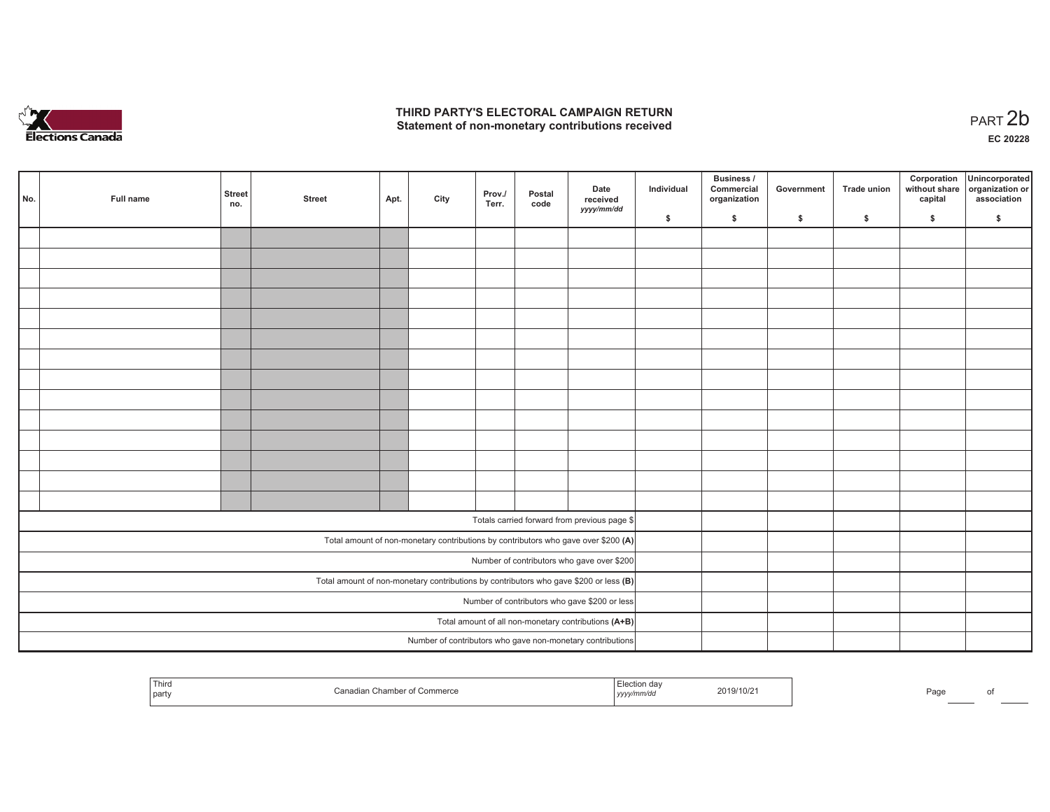# THIRD PARTY'S ELECTORAL CAMPAIGN RETURN
## Statement of non-monetary contributions received

PART 2b

EC 20228

| No. | Full name | Street no. | Street | Apt. | City | Prov./ Terr. | Postal code | Date received yyyy/mm/dd | Individual $ | Business / Commercial organization $ | Government $ | Trade union $ | Corporation without share capital $ | Unincorporated organization or association $ |
|---|---|---|---|---|---|---|---|---|---|---|---|---|---|---|
| | | | | | | | | | | | | | | |
| | | | | | | | | | | | | | | |
| | | | | | | | | | | | | | | |
| | | | | | | | | | | | | | | |
| | | | | | | | | | | | | | | |
| | | | | | | | | | | | | | | |
| | | | | | | | | | | | | | | |
| | | | | | | | | | | | | | | |
| | | | | | | | | | | | | | | |
| | | | | | | | | | | | | | | |
| | | | | | | | | | | | | | | |
| | | | | | | | | | | | | | | |
| | | | | | | | | | | | | | | |
| | | | | | | | | | | | | | | |
| Totals carried forward from previous page $ | | | | | | | | | | | | | | |
| Total amount of non-monetary contributions by contributors who gave over $200 **(A)** | | | | | | | | | | | | | | |
| Number of contributors who gave over $200 | | | | | | | | | | | | | | |
| Total amount of non-monetary contributions by contributors who gave $200 or less **(B)** | | | | | | | | | | | | | | |
| Number of contributors who gave $200 or less | | | | | | | | | | | | | | |
| Total amount of all non-monetary contributions **(A+B)** | | | | | | | | | | | | | | |
| Number of contributors who gave non-monetary contributions | | | | | | | | | | | | | | |

| Third party | Canadian Chamber of Commerce | Election day yyyy/mm/dd | 2019/10/21 |
|---|---|---|---|

Page ____ of ____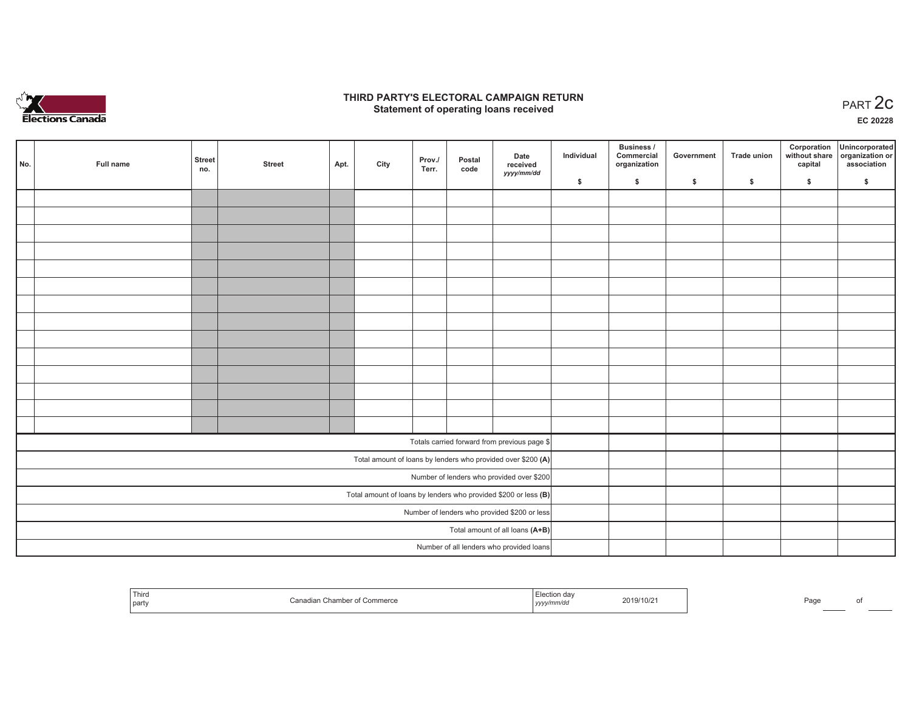# THIRD PARTY'S ELECTORAL CAMPAIGN RETURN
## Statement of operating loans received

PART 2c

**EC 20228**

| No. | Full name | Street no. | Street | Apt. | City | Prov./ Terr. | Postal code | Date received *yyyy/mm/dd* | Individual $ | Business / Commercial organization $ | Government $ | Trade union $ | Corporation without share capital $ | Unincorporated organization or association $ |
|---|---|---|---|---|---|---|---|---|---|---|---|---|---|---|
| | | | | | | | | | | | | | | |
| | | | | | | | | | | | | | | |
| | | | | | | | | | | | | | | |
| | | | | | | | | | | | | | | |
| | | | | | | | | | | | | | | |
| | | | | | | | | | | | | | | |
| | | | | | | | | | | | | | | |
| | | | | | | | | | | | | | | |
| | | | | | | | | | | | | | | |
| | | | | | | | | | | | | | | |
| | | | | | | | | | | | | | | |
| | | | | | | | | | | | | | | |
| | | | | | | | | | | | | | | |
| | | | | | | | | | | | | | | |
| Totals carried forward from previous page $ | | | | | | | | | | | | | | |
| Total amount of loans by lenders who provided over $200 **(A)** | | | | | | | | | | | | | | |
| Number of lenders who provided over $200 | | | | | | | | | | | | | | |
| Total amount of loans by lenders who provided $200 or less **(B)** | | | | | | | | | | | | | | |
| Number of lenders who provided $200 or less | | | | | | | | | | | | | | |
| Total amount of all loans **(A+B)** | | | | | | | | | | | | | | |
| Number of all lenders who provided loans | | | | | | | | | | | | | | |

| Third party | Canadian Chamber of Commerce | Election day *yyyy/mm/dd* | 2019/10/21 |
|---|---|---|---|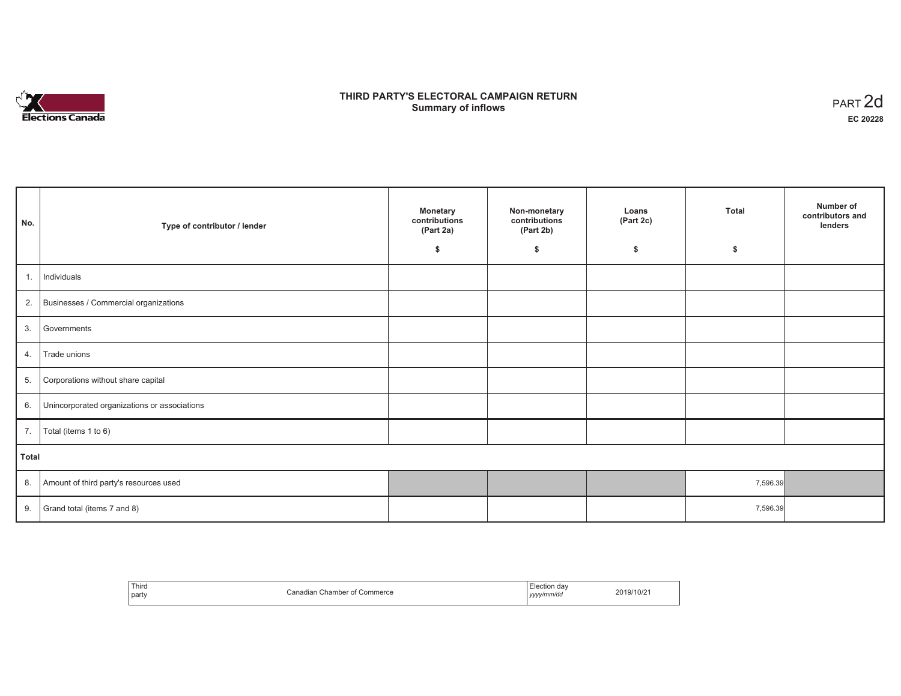# THIRD PARTY'S ELECTORAL CAMPAIGN RETURN
## Summary of inflows

PART 2d
**EC 20228**

| No. | Type of contributor / lender | Monetary contributions (Part 2a) $ | Non-monetary contributions (Part 2b) $ | Loans (Part 2c) $ | Total $ | Number of contributors and lenders |
|---|---|---|---|---|---|---|
| 1. | Individuals | | | | | |
| 2. | Businesses / Commercial organizations | | | | | |
| 3. | Governments | | | | | |
| 4. | Trade unions | | | | | |
| 5. | Corporations without share capital | | | | | |
| 6. | Unincorporated organizations or associations | | | | | |
| 7. | Total (items 1 to 6) | | | | | |
| **Total** | | | | | | |
| 8. | Amount of third party's resources used | | | | 7,596.39 | |
| 9. | Grand total (items 7 and 8) | | | | 7,596.39 | |

| Third party | Canadian Chamber of Commerce | Election day *yyyy/mm/dd* | 2019/10/21 |
|---|---|---|---|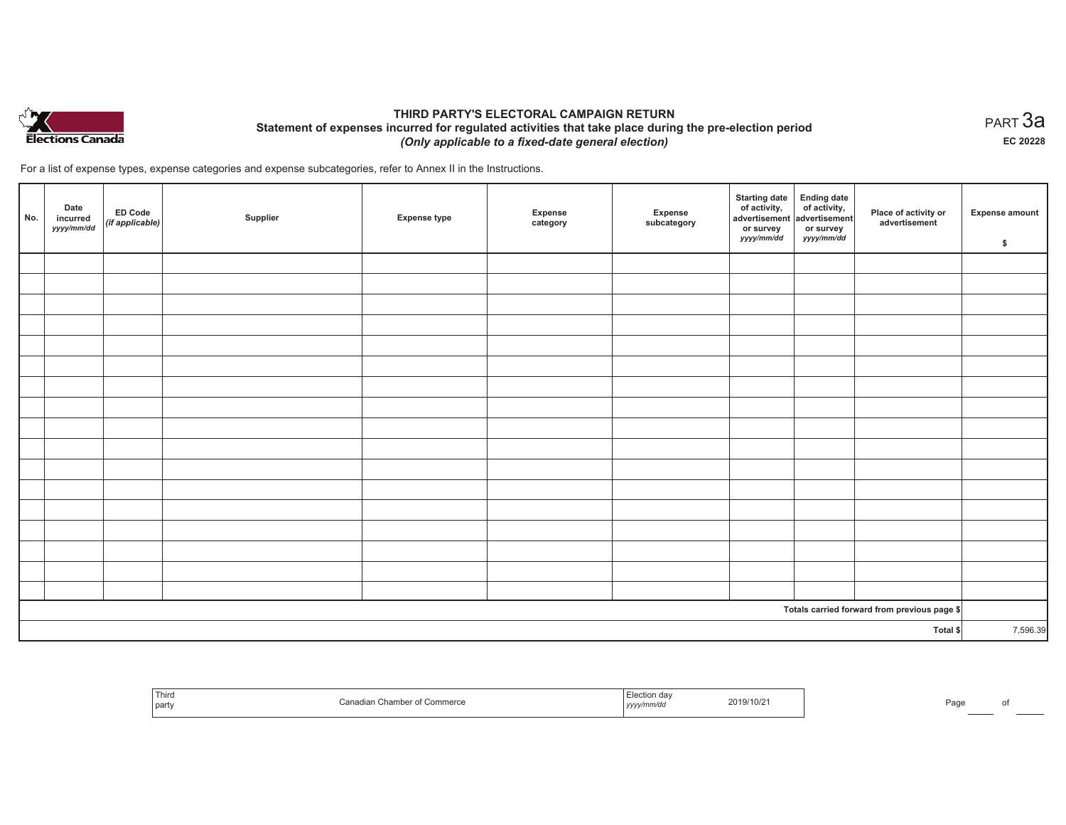# THIRD PARTY'S ELECTORAL CAMPAIGN RETURN

## Statement of expenses incurred for regulated activities that take place during the pre-election period

*(Only applicable to a fixed-date general election)*

PART 3a

EC 20228

For a list of expense types, expense categories and expense subcategories, refer to Annex II in the Instructions.

| No. | Date incurred *yyyy/mm/dd* | ED Code *(if applicable)* | Supplier | Expense type | Expense category | Expense subcategory | Starting date of activity, advertisement or survey *yyyy/mm/dd* | Ending date of activity, advertisement or survey *yyyy/mm/dd* | Place of activity or advertisement | Expense amount $ |
|---|---|---|---|---|---|---|---|---|---|---|
| | | | | | | | | | | |
| | | | | | | | | | | |
| | | | | | | | | | | |
| | | | | | | | | | | |
| | | | | | | | | | | |
| | | | | | | | | | | |
| | | | | | | | | | | |
| | | | | | | | | | | |
| | | | | | | | | | | |
| | | | | | | | | | | |
| | | | | | | | | | | |
| | | | | | | | | | | |
| | | | | | | | | | | |
| | | | | | | | | | | |
| | | | | | | | | | | |
| | | | | | | | | | | |
| | | | | | | | | | | |
| | | | | | | | | | Totals carried forward from previous page $ | |
| | | | | | | | | | Total $ | 7,596.39 |

| Third party | Canadian Chamber of Commerce | Election day *yyyy/mm/dd* | 2019/10/21 |
|---|---|---|---|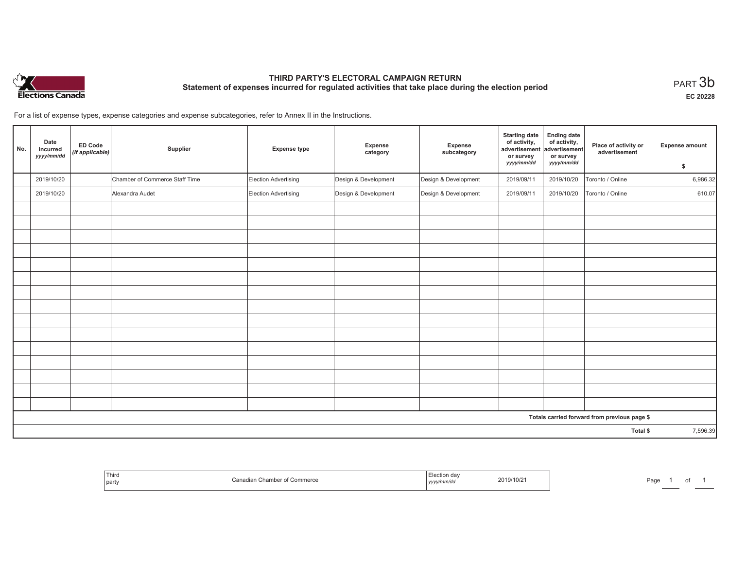# THIRD PARTY'S ELECTORAL CAMPAIGN RETURN

## Statement of expenses incurred for regulated activities that take place during the election period

PART 3b

EC 20228

For a list of expense types, expense categories and expense subcategories, refer to Annex II in the Instructions.

| No. | Date incurred *yyyy/mm/dd* | ED Code *(if applicable)* | Supplier | Expense type | Expense category | Expense subcategory | Starting date of activity, advertisement or survey *yyyy/mm/dd* | Ending date of activity, advertisement or survey *yyyy/mm/dd* | Place of activity or advertisement | Expense amount $ |
|---|---|---|---|---|---|---|---|---|---|---|
| | 2019/10/20 | | Chamber of Commerce Staff Time | Election Advertising | Design & Development | Design & Development | 2019/09/11 | 2019/10/20 | Toronto / Online | 6,986.32 |
| | 2019/10/20 | | Alexandra Audet | Election Advertising | Design & Development | Design & Development | 2019/09/11 | 2019/10/20 | Toronto / Online | 610.07 |
| | | | | | | | | | | |
| | | | | | | | | | | |
| | | | | | | | | | | |
| | | | | | | | | | | |
| | | | | | | | | | | |
| | | | | | | | | | | |
| | | | | | | | | | | |
| | | | | | | | | | | |
| | | | | | | | | | | |
| | | | | | | | | | | |
| | | | | | | | | | | |
| | | | | | | | | | | |
| | | | | | | | | | | |
| | | | | | | | | | | |
| | | | | | | | | | | |
| Totals carried forward from previous page $ | | | | | | | | | | |
| Total $ | | | | | | | | | | 7,596.39 |

| Third party | Canadian Chamber of Commerce | Election day *yyyy/mm/dd* | 2019/10/21 |
|---|---|---|---|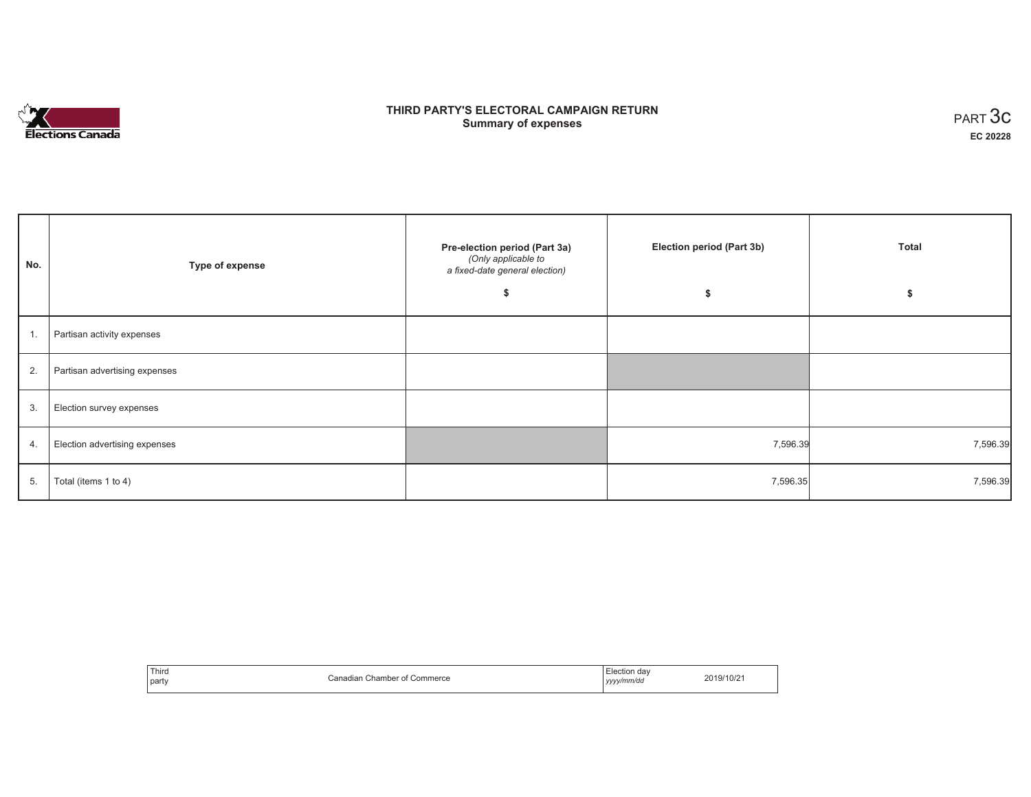# THIRD PARTY'S ELECTORAL CAMPAIGN RETURN
## Summary of expenses

PART 3c

**EC 20228**

| No. | Type of expense | Pre-election period (Part 3a) *(Only applicable to a fixed-date general election)* $ | Election period (Part 3b) $ | Total $ |
|---|---|---|---|---|
| 1. | Partisan activity expenses | | | |
| 2. | Partisan advertising expenses | | | |
| 3. | Election survey expenses | | | |
| 4. | Election advertising expenses | | 7,596.39 | 7,596.39 |
| 5. | Total (items 1 to 4) | | 7,596.35 | 7,596.39 |

| Third party | Canadian Chamber of Commerce | Election day *yyyy/mm/dd* | 2019/10/21 |
|---|---|---|---|